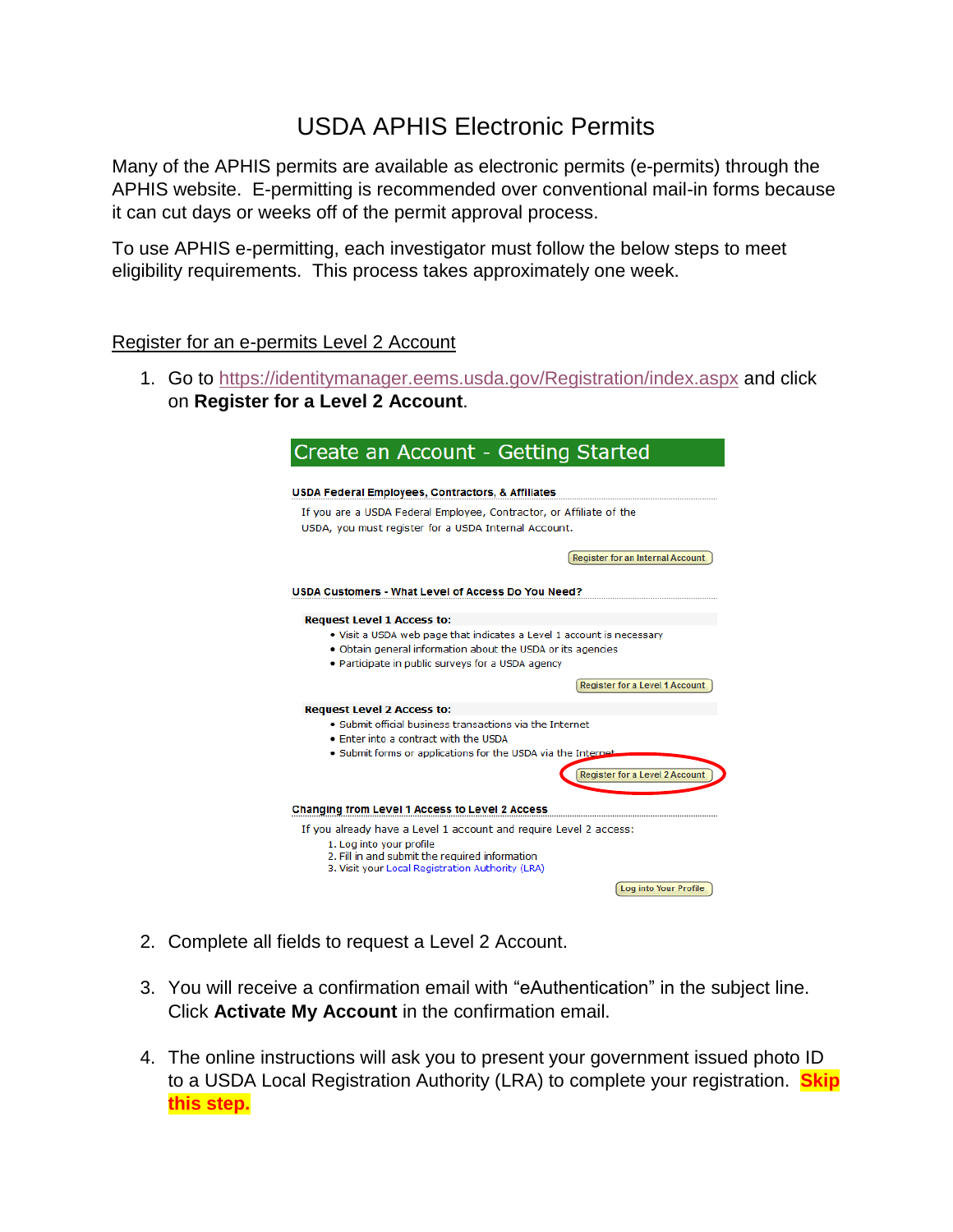# USDA APHIS Electronic Permits

Many of the APHIS permits are available as electronic permits (e-permits) through the APHIS website. E-permitting is recommended over conventional mail-in forms because it can cut days or weeks off of the permit approval process.

To use APHIS e-permitting, each investigator must follow the below steps to meet eligibility requirements. This process takes approximately one week.

## Register for an e-permits Level 2 Account

1. Go to https://identitymanager.eems.usda.gov/Registration/index.aspx and click on **Register for a Level 2 Account**.

   **Create an Account - Getting Started**

   **USDA Federal Employees, Contractors, & Affiliates**

   If you are a USDA Federal Employee, Contractor, or Affiliate of the USDA, you must register for a USDA Internal Account.

   [Register for an Internal Account]

   **USDA Customers - What Level of Access Do You Need?**

   **Request Level 1 Access to:**
   - Visit a USDA web page that indicates a Level 1 account is necessary
   - Obtain general information about the USDA or its agencies
   - Participate in public surveys for a USDA agency

   [Register for a Level 1 Account]

   **Request Level 2 Access to:**
   - Submit official business transactions via the Internet
   - Enter into a contract with the USDA
   - Submit forms or applications for the USDA via the Internet

   [Register for a Level 2 Account]

   **Changing from Level 1 Access to Level 2 Access**

   If you already have a Level 1 account and require Level 2 access:
   1. Log into your profile
   2. Fill in and submit the required information
   3. Visit your Local Registration Authority (LRA)

   [Log into Your Profile]

2. Complete all fields to request a Level 2 Account.

3. You will receive a confirmation email with "eAuthentication" in the subject line. Click **Activate My Account** in the confirmation email.

4. The online instructions will ask you to present your government issued photo ID to a USDA Local Registration Authority (LRA) to complete your registration. **Skip this step.**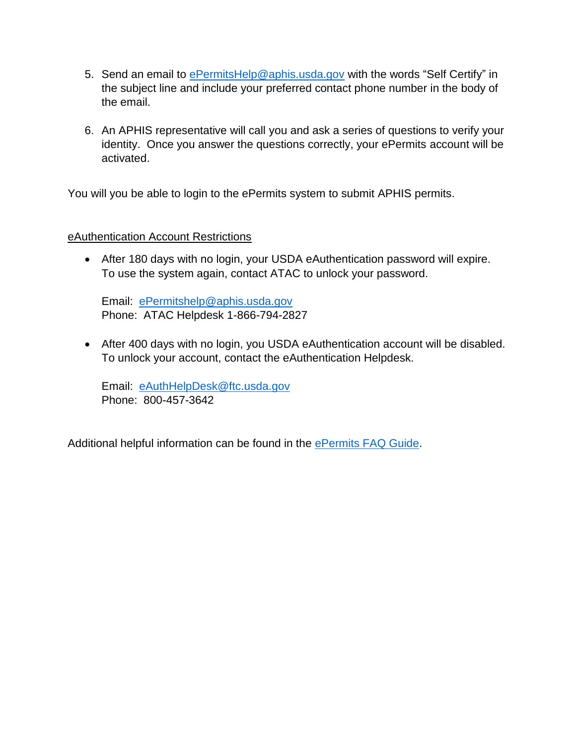5. Send an email to ePermitsHelp@aphis.usda.gov with the words "Self Certify" in the subject line and include your preferred contact phone number in the body of the email.

6. An APHIS representative will call you and ask a series of questions to verify your identity. Once you answer the questions correctly, your ePermits account will be activated.

You will you be able to login to the ePermits system to submit APHIS permits.

eAuthentication Account Restrictions

- After 180 days with no login, your USDA eAuthentication password will expire. To use the system again, contact ATAC to unlock your password.

  Email: ePermitshelp@aphis.usda.gov
  Phone: ATAC Helpdesk 1-866-794-2827

- After 400 days with no login, you USDA eAuthentication account will be disabled. To unlock your account, contact the eAuthentication Helpdesk.

  Email: eAuthHelpDesk@ftc.usda.gov
  Phone: 800-457-3642

Additional helpful information can be found in the ePermits FAQ Guide.